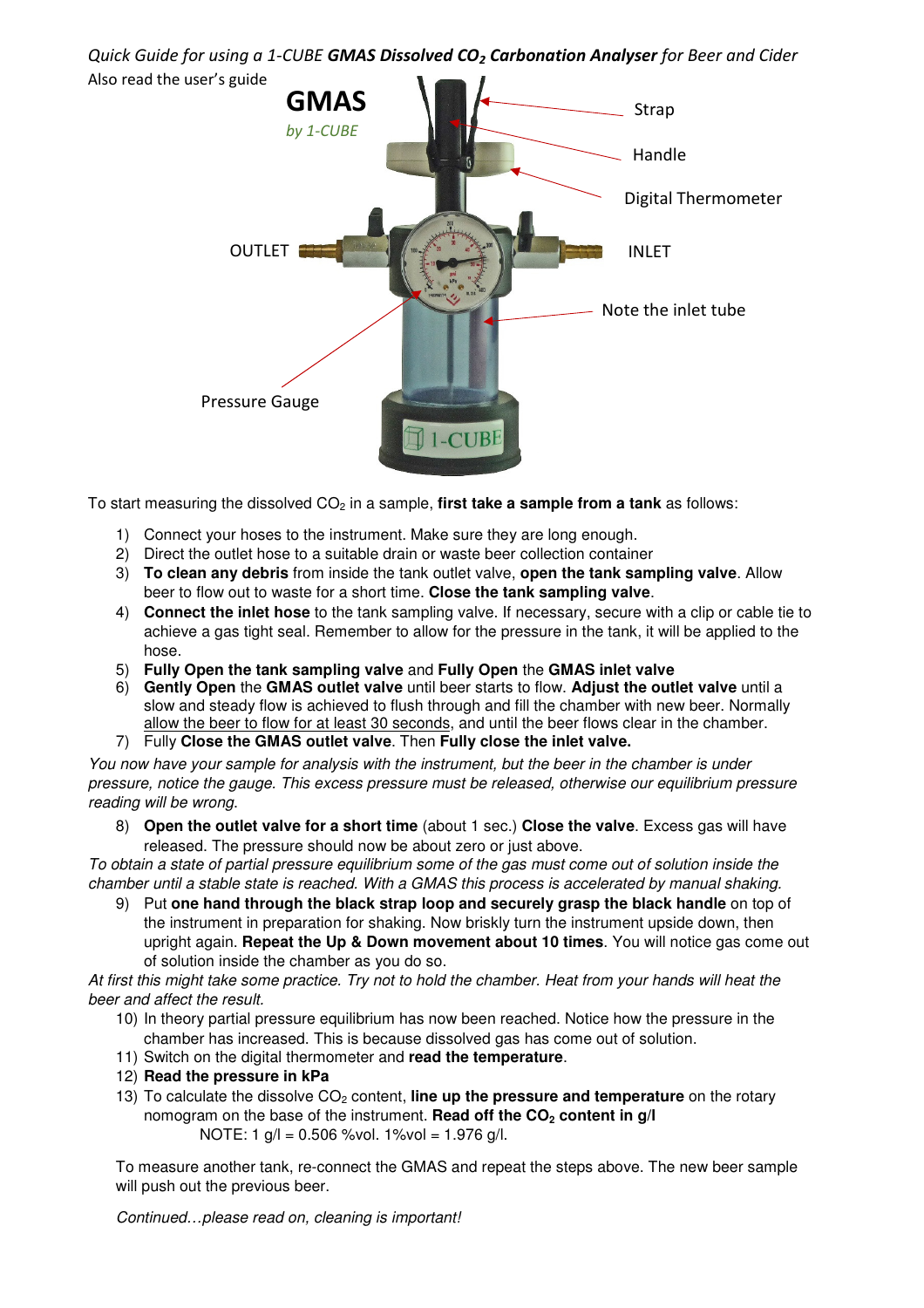*Quick Guide for using a 1-CUBE **GMAS Dissolved $CO_2$ Carbonation Analyser** for Beer and Cider*

Also read the user's guide

GMAS

*by 1-CUBE*

Strap

Handle

Digital Thermometer

OUTLET

INLET

Note the inlet tube

Pressure Gauge

To start measuring the dissolved $CO_2$ in a sample, **first take a sample from a tank** as follows:

1) Connect your hoses to the instrument. Make sure they are long enough.
2) Direct the outlet hose to a suitable drain or waste beer collection container
3) **To clean any debris** from inside the tank outlet valve, **open the tank sampling valve**. Allow beer to flow out to waste for a short time. **Close the tank sampling valve**.
4) **Connect the inlet hose** to the tank sampling valve. If necessary, secure with a clip or cable tie to achieve a gas tight seal. Remember to allow for the pressure in the tank, it will be applied to the hose.
5) **Fully Open the tank sampling valve** and **Fully Open** the **GMAS inlet valve**
6) **Gently Open** the **GMAS outlet valve** until beer starts to flow. **Adjust the outlet valve** until a slow and steady flow is achieved to flush through and fill the chamber with new beer. Normally <u>allow the beer to flow for at least 30 seconds</u>, and until the beer flows clear in the chamber.
7) Fully **Close the GMAS outlet valve**. Then **Fully close the inlet valve.**

*You now have your sample for analysis with the instrument, but the beer in the chamber is under pressure, notice the gauge. This excess pressure must be released, otherwise our equilibrium pressure reading will be wrong.*

8) **Open the outlet valve for a short time** (about 1 sec.) **Close the valve**. Excess gas will have released. The pressure should now be about zero or just above.

*To obtain a state of partial pressure equilibrium some of the gas must come out of solution inside the chamber until a stable state is reached. With a GMAS this process is accelerated by manual shaking.*

9) Put **one hand through the black strap loop and securely grasp the black handle** on top of the instrument in preparation for shaking. Now briskly turn the instrument upside down, then upright again. **Repeat the Up & Down movement about 10 times**. You will notice gas come out of solution inside the chamber as you do so.

*At first this might take some practice. Try not to hold the chamber. Heat from your hands will heat the beer and affect the result.*

10) In theory partial pressure equilibrium has now been reached. Notice how the pressure in the chamber has increased. This is because dissolved gas has come out of solution.
11) Switch on the digital thermometer and **read the temperature**.
12) **Read the pressure in kPa**
13) To calculate the dissolve $CO_2$ content, **line up the pressure and temperature** on the rotary nomogram on the base of the instrument. **Read off the $CO_2$ content in g/l**

    NOTE: 1 g/l = 0.506 %vol. 1%vol = 1.976 g/l.

To measure another tank, re-connect the GMAS and repeat the steps above. The new beer sample will push out the previous beer.

*Continued…please read on, cleaning is important!*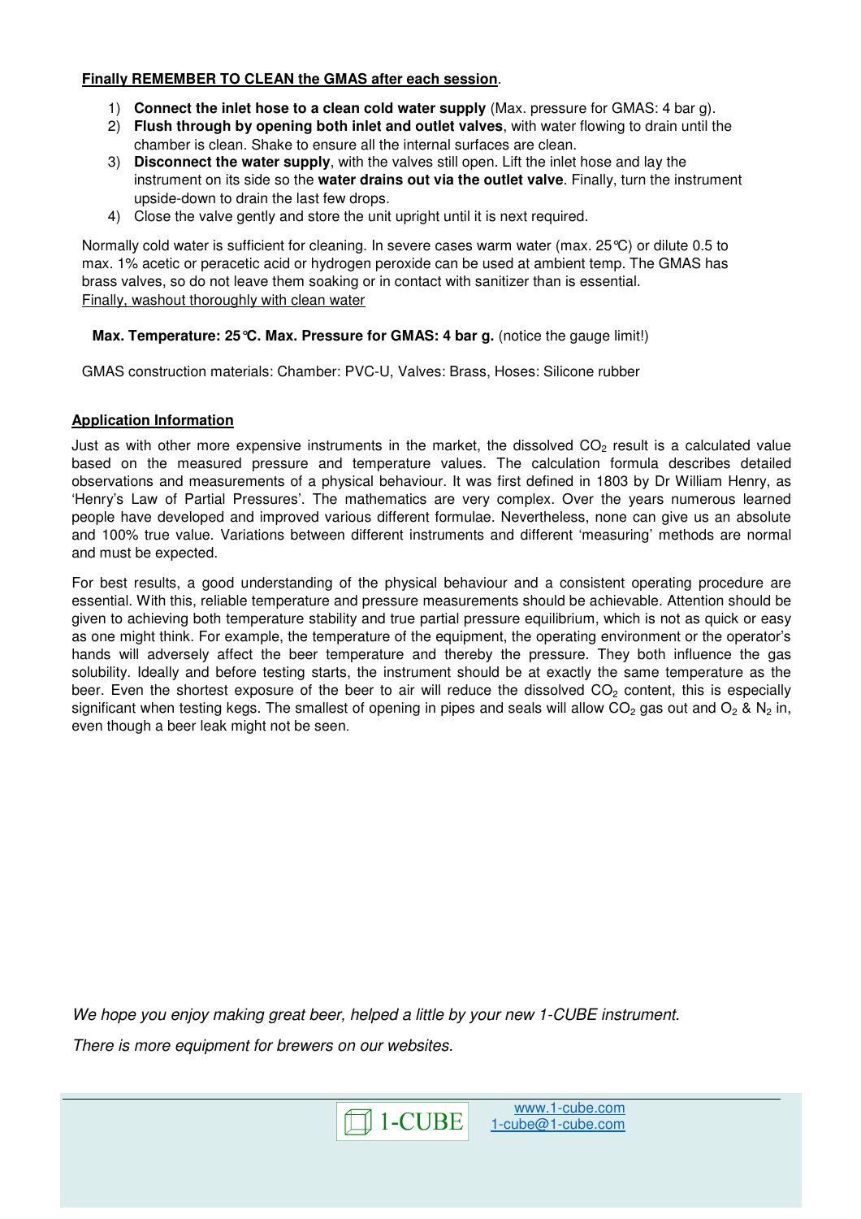**Finally REMEMBER TO CLEAN the GMAS after each session**.

1) **Connect the inlet hose to a clean cold water supply** (Max. pressure for GMAS: 4 bar g).
2) **Flush through by opening both inlet and outlet valves**, with water flowing to drain until the chamber is clean. Shake to ensure all the internal surfaces are clean.
3) **Disconnect the water supply**, with the valves still open. Lift the inlet hose and lay the instrument on its side so the **water drains out via the outlet valve**. Finally, turn the instrument upside-down to drain the last few drops.
4) Close the valve gently and store the unit upright until it is next required.

Normally cold water is sufficient for cleaning. In severe cases warm water (max. 25℃) or dilute 0.5 to max. 1% acetic or peracetic acid or hydrogen peroxide can be used at ambient temp. The GMAS has brass valves, so do not leave them soaking or in contact with sanitizer than is essential.
Finally, washout thoroughly with clean water

**Max. Temperature: 25℃. Max. Pressure for GMAS: 4 bar g.** (notice the gauge limit!)

GMAS construction materials: Chamber: PVC-U, Valves: Brass, Hoses: Silicone rubber

## Application Information

Just as with other more expensive instruments in the market, the dissolved $CO_2$ result is a calculated value based on the measured pressure and temperature values. The calculation formula describes detailed observations and measurements of a physical behaviour. It was first defined in 1803 by Dr William Henry, as 'Henry's Law of Partial Pressures'. The mathematics are very complex. Over the years numerous learned people have developed and improved various different formulae. Nevertheless, none can give us an absolute and 100% true value. Variations between different instruments and different 'measuring' methods are normal and must be expected.

For best results, a good understanding of the physical behaviour and a consistent operating procedure are essential. With this, reliable temperature and pressure measurements should be achievable. Attention should be given to achieving both temperature stability and true partial pressure equilibrium, which is not as quick or easy as one might think. For example, the temperature of the equipment, the operating environment or the operator's hands will adversely affect the beer temperature and thereby the pressure. They both influence the gas solubility. Ideally and before testing starts, the instrument should be at exactly the same temperature as the beer. Even the shortest exposure of the beer to air will reduce the dissolved $CO_2$ content, this is especially significant when testing kegs. The smallest of opening in pipes and seals will allow $CO_2$ gas out and $O_2$ & $N_2$ in, even though a beer leak might not be seen.

*We hope you enjoy making great beer, helped a little by your new 1-CUBE instrument.*

*There is more equipment for brewers on our websites.*

1-CUBE

www.1-cube.com
1-cube@1-cube.com